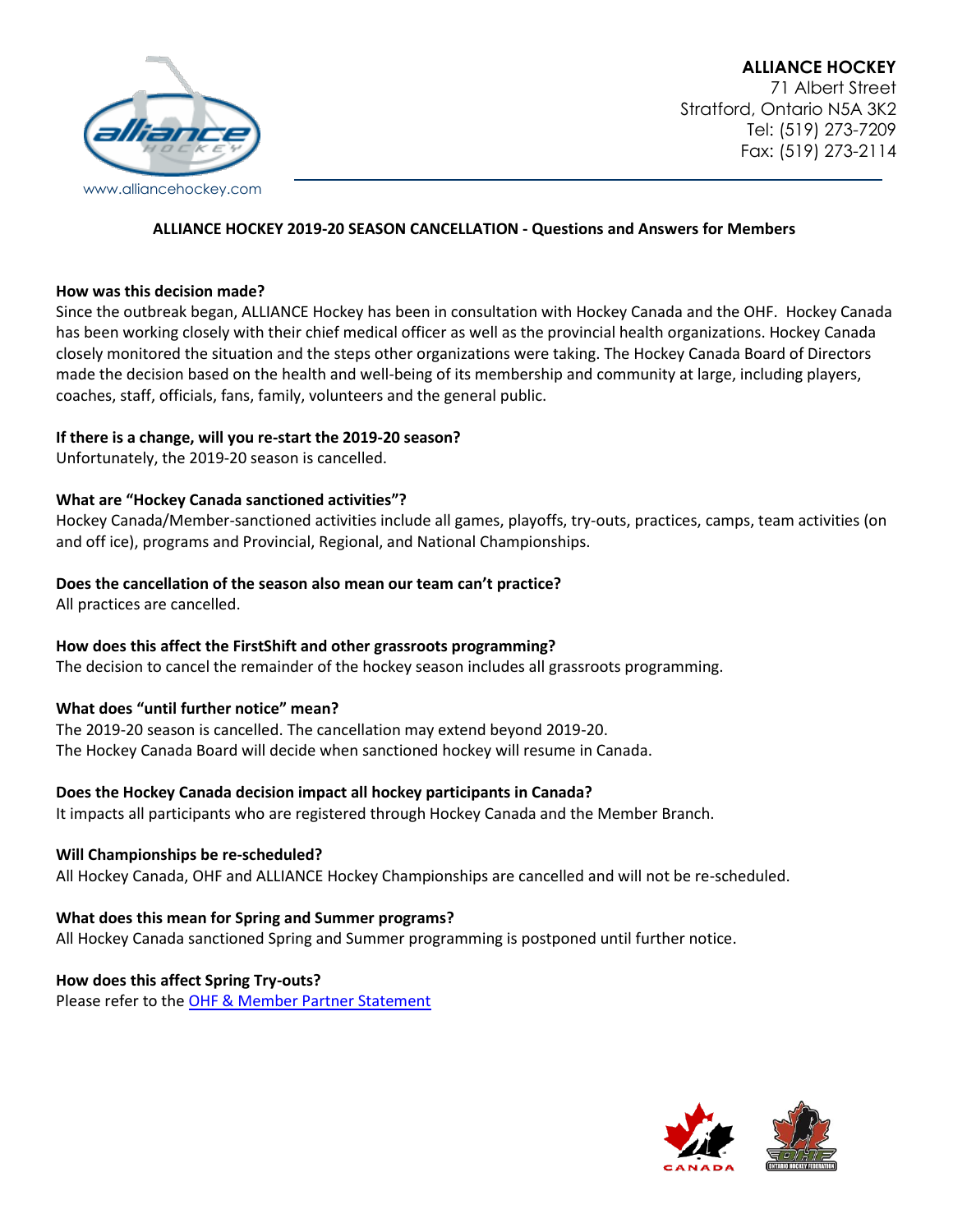**ALLIANCE HOCKEY**
71 Albert Street
Stratford, Ontario N5A 3K2
Tel: (519) 273-7209
Fax: (519) 273-2114

www.alliancehockey.com

## ALLIANCE HOCKEY 2019-20 SEASON CANCELLATION - Questions and Answers for Members

**How was this decision made?**
Since the outbreak began, ALLIANCE Hockey has been in consultation with Hockey Canada and the OHF. Hockey Canada has been working closely with their chief medical officer as well as the provincial health organizations. Hockey Canada closely monitored the situation and the steps other organizations were taking. The Hockey Canada Board of Directors made the decision based on the health and well-being of its membership and community at large, including players, coaches, staff, officials, fans, family, volunteers and the general public.

**If there is a change, will you re-start the 2019-20 season?**
Unfortunately, the 2019-20 season is cancelled.

**What are "Hockey Canada sanctioned activities"?**
Hockey Canada/Member-sanctioned activities include all games, playoffs, try-outs, practices, camps, team activities (on and off ice), programs and Provincial, Regional, and National Championships.

**Does the cancellation of the season also mean our team can't practice?**
All practices are cancelled.

**How does this affect the FirstShift and other grassroots programming?**
The decision to cancel the remainder of the hockey season includes all grassroots programming.

**What does "until further notice" mean?**
The 2019-20 season is cancelled. The cancellation may extend beyond 2019-20.
The Hockey Canada Board will decide when sanctioned hockey will resume in Canada.

**Does the Hockey Canada decision impact all hockey participants in Canada?**
It impacts all participants who are registered through Hockey Canada and the Member Branch.

**Will Championships be re-scheduled?**
All Hockey Canada, OHF and ALLIANCE Hockey Championships are cancelled and will not be re-scheduled.

**What does this mean for Spring and Summer programs?**
All Hockey Canada sanctioned Spring and Summer programming is postponed until further notice.

**How does this affect Spring Try-outs?**
Please refer to the OHF & Member Partner Statement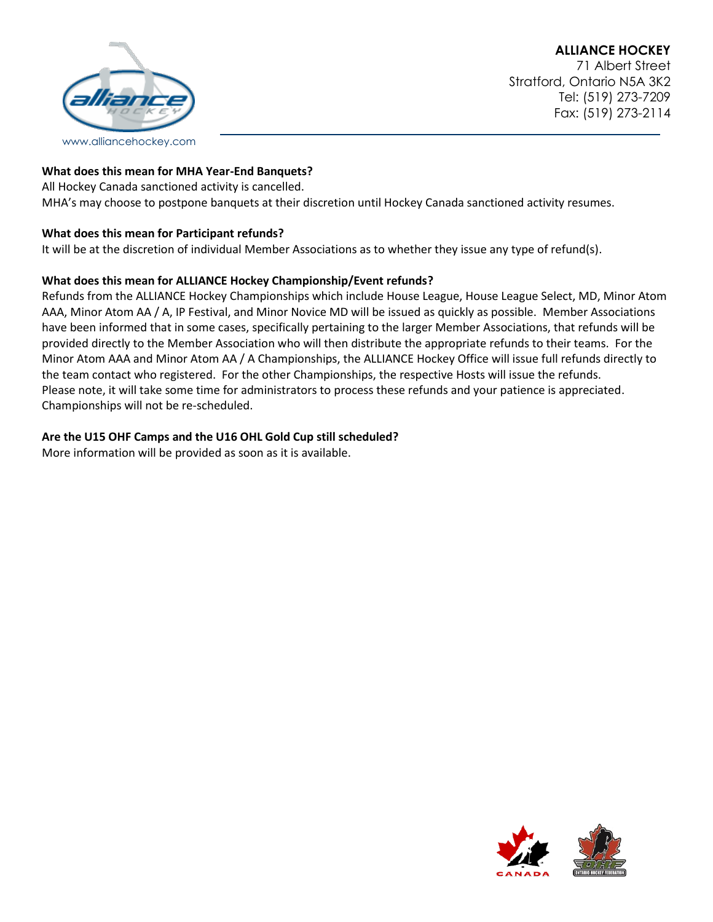**ALLIANCE HOCKEY**
71 Albert Street
Stratford, Ontario N5A 3K2
Tel: (519) 273-7209
Fax: (519) 273-2114

www.alliancehockey.com

**What does this mean for MHA Year-End Banquets?**
All Hockey Canada sanctioned activity is cancelled.
MHA's may choose to postpone banquets at their discretion until Hockey Canada sanctioned activity resumes.

**What does this mean for Participant refunds?**
It will be at the discretion of individual Member Associations as to whether they issue any type of refund(s).

**What does this mean for ALLIANCE Hockey Championship/Event refunds?**
Refunds from the ALLIANCE Hockey Championships which include House League, House League Select, MD, Minor Atom AAA, Minor Atom AA / A, IP Festival, and Minor Novice MD will be issued as quickly as possible. Member Associations have been informed that in some cases, specifically pertaining to the larger Member Associations, that refunds will be provided directly to the Member Association who will then distribute the appropriate refunds to their teams. For the Minor Atom AAA and Minor Atom AA / A Championships, the ALLIANCE Hockey Office will issue full refunds directly to the team contact who registered. For the other Championships, the respective Hosts will issue the refunds.
Please note, it will take some time for administrators to process these refunds and your patience is appreciated.
Championships will not be re-scheduled.

**Are the U15 OHF Camps and the U16 OHL Gold Cup still scheduled?**
More information will be provided as soon as it is available.